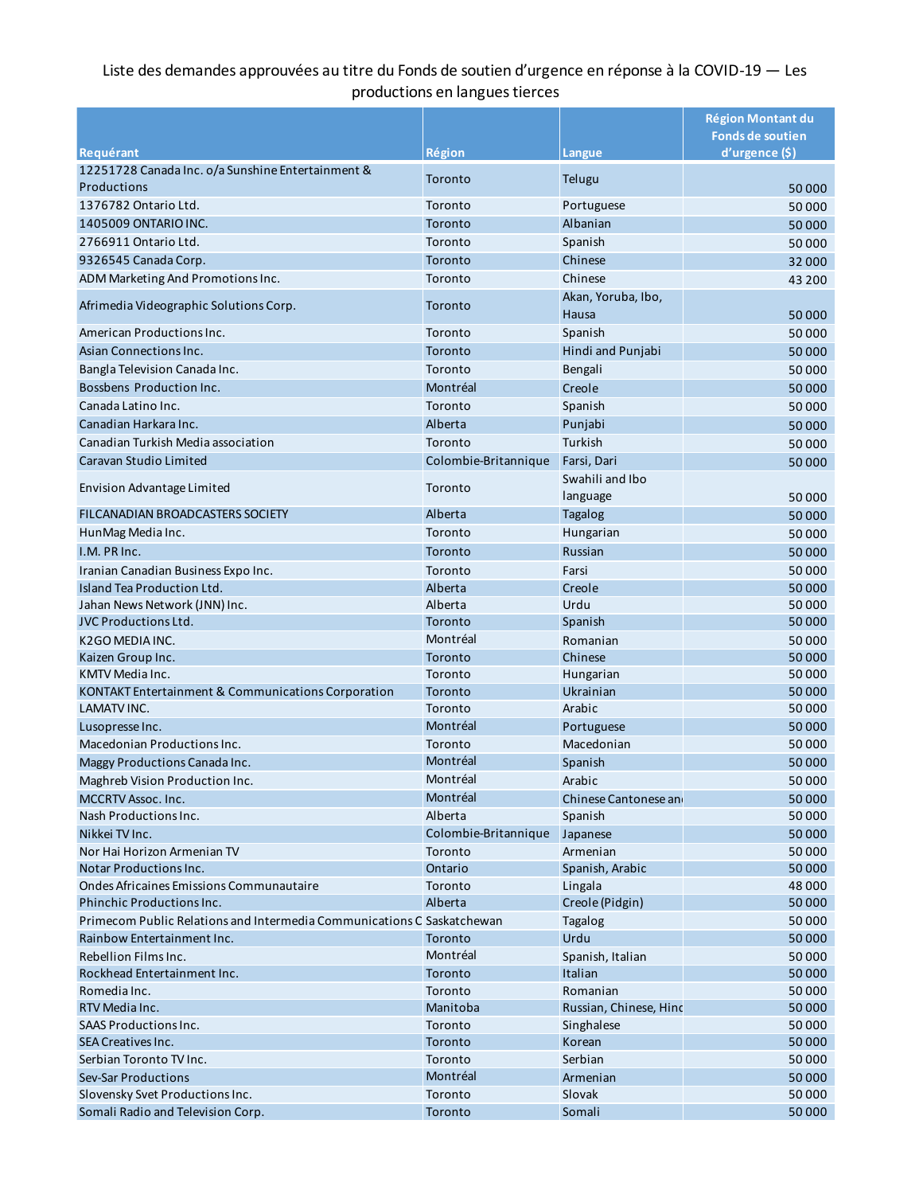Liste des demandes approuvées au titre du Fonds de soutien d'urgence en réponse à la COVID-19 — Les productions en langues tierces

| Requérant | Région | Langue | Région Montant du Fonds de soutien d'urgence ($) |
|---|---|---|---|
| 12251728 Canada Inc. o/a Sunshine Entertainment & Productions | Toronto | Telugu | 50 000 |
| 1376782 Ontario Ltd. | Toronto | Portuguese | 50 000 |
| 1405009 ONTARIO INC. | Toronto | Albanian | 50 000 |
| 2766911 Ontario Ltd. | Toronto | Spanish | 50 000 |
| 9326545 Canada Corp. | Toronto | Chinese | 32 000 |
| ADM Marketing And Promotions Inc. | Toronto | Chinese | 43 200 |
| Afrimedia Videographic Solutions Corp. | Toronto | Akan, Yoruba, Ibo, Hausa | 50 000 |
| American Productions Inc. | Toronto | Spanish | 50 000 |
| Asian Connections Inc. | Toronto | Hindi and Punjabi | 50 000 |
| Bangla Television Canada Inc. | Toronto | Bengali | 50 000 |
| Bossbens Production Inc. | Montréal | Creole | 50 000 |
| Canada Latino Inc. | Toronto | Spanish | 50 000 |
| Canadian Harkara Inc. | Alberta | Punjabi | 50 000 |
| Canadian Turkish Media association | Toronto | Turkish | 50 000 |
| Caravan Studio Limited | Colombie-Britannique | Farsi, Dari | 50 000 |
| Envision Advantage Limited | Toronto | Swahili and Ibo language | 50 000 |
| FILCANADIAN BROADCASTERS SOCIETY | Alberta | Tagalog | 50 000 |
| HunMag Media Inc. | Toronto | Hungarian | 50 000 |
| I.M. PR Inc. | Toronto | Russian | 50 000 |
| Iranian Canadian Business Expo Inc. | Toronto | Farsi | 50 000 |
| Island Tea Production Ltd. | Alberta | Creole | 50 000 |
| Jahan News Network (JNN) Inc. | Alberta | Urdu | 50 000 |
| JVC Productions Ltd. | Toronto | Spanish | 50 000 |
| K2GO MEDIA INC. | Montréal | Romanian | 50 000 |
| Kaizen Group Inc. | Toronto | Chinese | 50 000 |
| KMTV Media Inc. | Toronto | Hungarian | 50 000 |
| KONTAKT Entertainment & Communications Corporation | Toronto | Ukrainian | 50 000 |
| LAMATV INC. | Toronto | Arabic | 50 000 |
| Lusopresse Inc. | Montréal | Portuguese | 50 000 |
| Macedonian Productions Inc. | Toronto | Macedonian | 50 000 |
| Maggy Productions Canada Inc. | Montréal | Spanish | 50 000 |
| Maghreb Vision Production Inc. | Montréal | Arabic | 50 000 |
| MCCRTV Assoc. Inc. | Montréal | Chinese Cantonese an | 50 000 |
| Nash Productions Inc. | Alberta | Spanish | 50 000 |
| Nikkei TV Inc. | Colombie-Britannique | Japanese | 50 000 |
| Nor Hai Horizon Armenian TV | Toronto | Armenian | 50 000 |
| Notar Productions Inc. | Ontario | Spanish, Arabic | 50 000 |
| Ondes Africaines Emissions Communautaire | Toronto | Lingala | 48 000 |
| Phinchic Productions Inc. | Alberta | Creole (Pidgin) | 50 000 |
| Primecom Public Relations and Intermedia Communications C | Saskatchewan | Tagalog | 50 000 |
| Rainbow Entertainment Inc. | Toronto | Urdu | 50 000 |
| Rebellion Films Inc. | Montréal | Spanish, Italian | 50 000 |
| Rockhead Entertainment Inc. | Toronto | Italian | 50 000 |
| Romedia Inc. | Toronto | Romanian | 50 000 |
| RTV Media Inc. | Manitoba | Russian, Chinese, Hind | 50 000 |
| SAAS Productions Inc. | Toronto | Singhalese | 50 000 |
| SEA Creatives Inc. | Toronto | Korean | 50 000 |
| Serbian Toronto TV Inc. | Toronto | Serbian | 50 000 |
| Sev-Sar Productions | Montréal | Armenian | 50 000 |
| Slovensky Svet Productions Inc. | Toronto | Slovak | 50 000 |
| Somali Radio and Television Corp. | Toronto | Somali | 50 000 |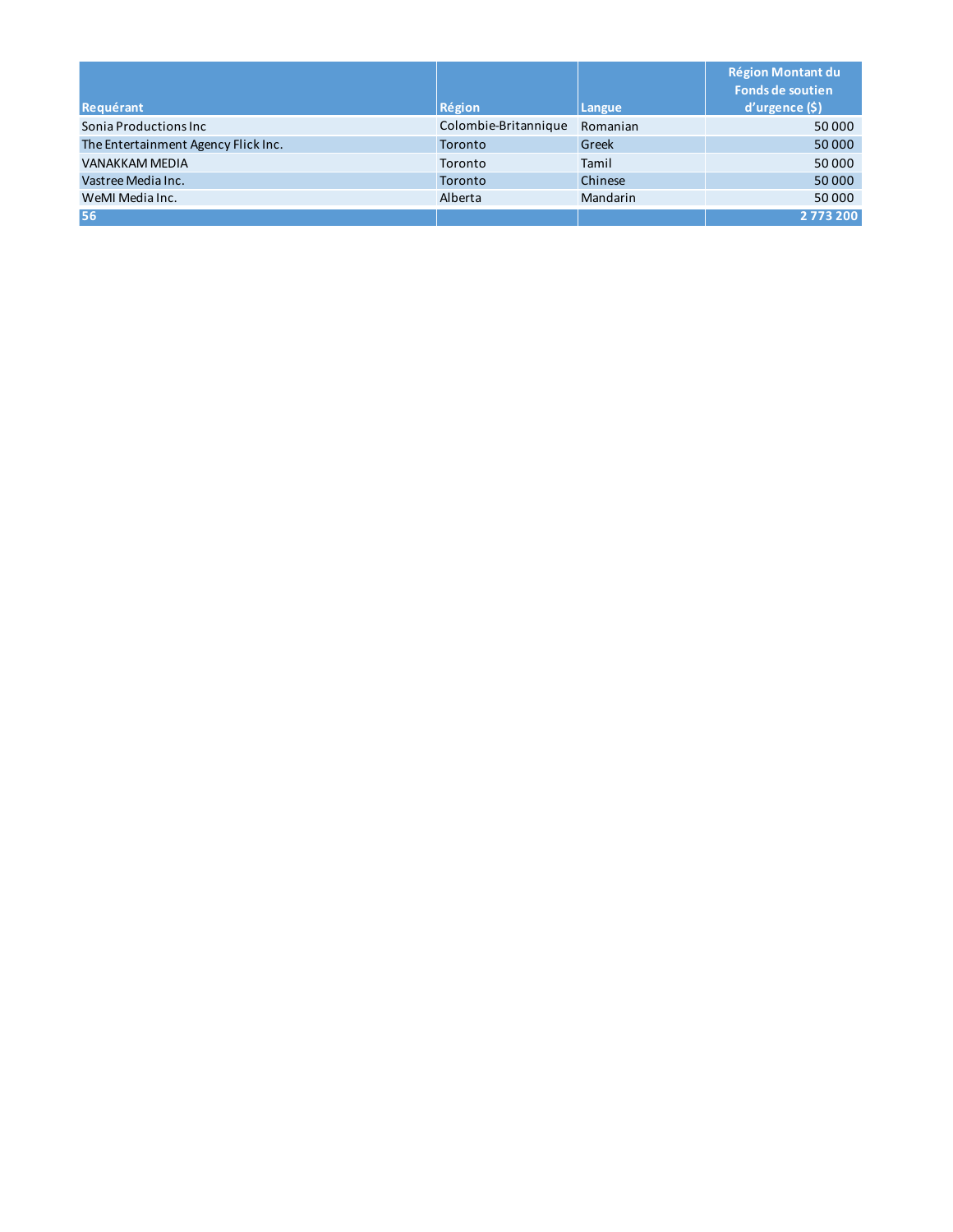| Requérant | Région | Langue | Région Montant du Fonds de soutien d'urgence ($) |
| --- | --- | --- | --- |
| Sonia Productions Inc | Colombie-Britannique | Romanian | 50 000 |
| The Entertainment Agency Flick Inc. | Toronto | Greek | 50 000 |
| VANAKKAM MEDIA | Toronto | Tamil | 50 000 |
| Vastree Media Inc. | Toronto | Chinese | 50 000 |
| WeMI Media Inc. | Alberta | Mandarin | 50 000 |
| **56** | | | **2 773 200** |